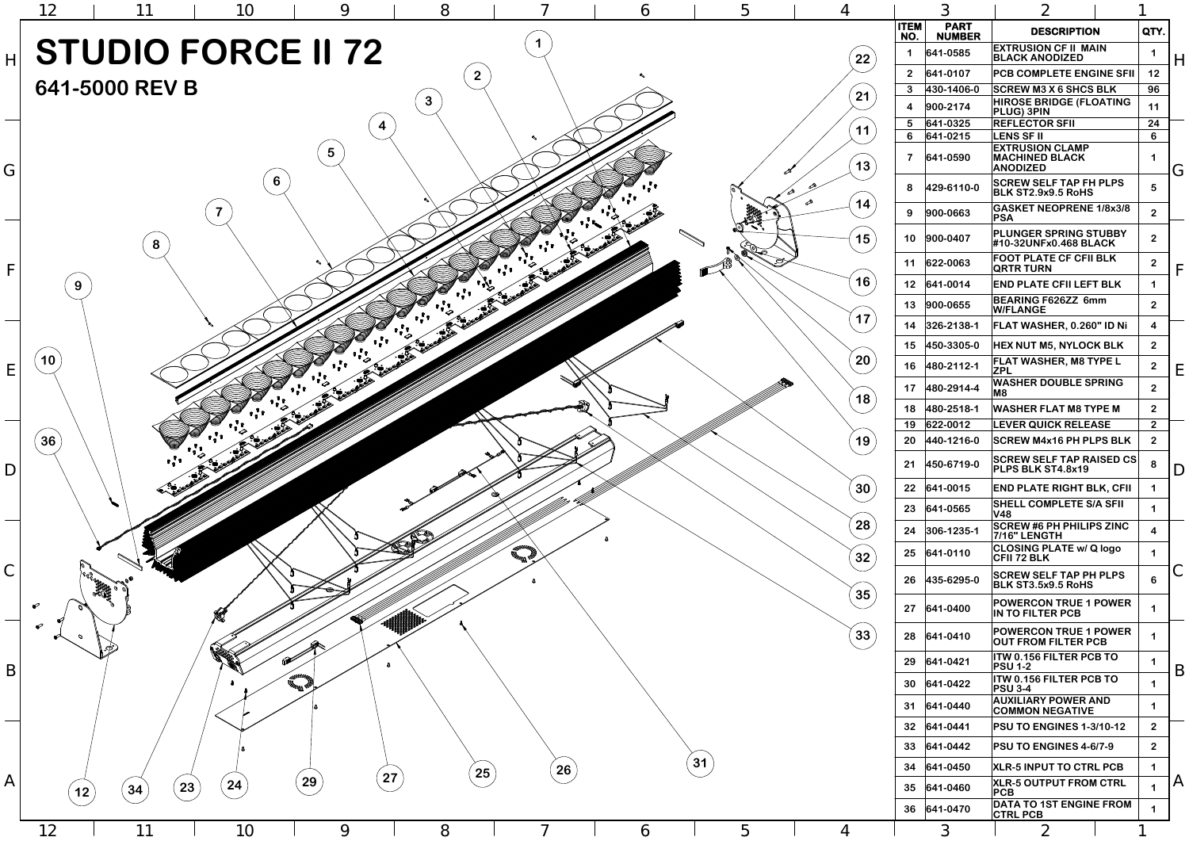# STUDIO FORCE II 72

## 641-5000 REV B

| ITEM NO. | PART NUMBER | DESCRIPTION | QTY. |
|---|---|---|---|
| 1 | 641-0585 | EXTRUSION CF II MAIN BLACK ANODIZED | 1 |
| 2 | 641-0107 | PCB COMPLETE ENGINE SFII | 12 |
| 3 | 430-1406-0 | SCREW M3 X 6 SHCS BLK | 96 |
| 4 | 900-2174 | HIROSE BRIDGE (FLOATING PLUG) 3PIN | 11 |
| 5 | 641-0325 | REFLECTOR SFII | 24 |
| 6 | 641-0215 | LENS SF II | 6 |
| 7 | 641-0590 | EXTRUSION CLAMP MACHINED BLACK ANODIZED | 1 |
| 8 | 429-6110-0 | SCREW SELF TAP FH PLPS BLK ST2.9x9.5 RoHS | 5 |
| 9 | 900-0663 | GASKET NEOPRENE 1/8x3/8 PSA | 2 |
| 10 | 900-0407 | PLUNGER SPRING STUBBY #10-32UNFx0.468 BLACK | 2 |
| 11 | 622-0063 | FOOT PLATE CF CFII BLK QRTR TURN | 2 |
| 12 | 641-0014 | END PLATE CFII LEFT BLK | 1 |
| 13 | 900-0655 | BEARING F626ZZ 6mm W/FLANGE | 2 |
| 14 | 326-2138-1 | FLAT WASHER, 0.260" ID Ni | 4 |
| 15 | 450-3305-0 | HEX NUT M5, NYLOCK BLK | 2 |
| 16 | 480-2112-1 | FLAT WASHER, M8 TYPE L ZPL | 2 |
| 17 | 480-2914-4 | WASHER DOUBLE SPRING M8 | 2 |
| 18 | 480-2518-1 | WASHER FLAT M8 TYPE M | 2 |
| 19 | 622-0012 | LEVER QUICK RELEASE | 2 |
| 20 | 440-1216-0 | SCREW M4x16 PH PLPS BLK | 2 |
| 21 | 450-6719-0 | SCREW SELF TAP RAISED CS PLPS BLK ST4.8x19 | 8 |
| 22 | 641-0015 | END PLATE RIGHT BLK, CFII | 1 |
| 23 | 641-0565 | SHELL COMPLETE S/A SFII V48 | 1 |
| 24 | 306-1235-1 | SCREW #6 PH PHILIPS ZINC 7/16" LENGTH | 4 |
| 25 | 641-0110 | CLOSING PLATE w/ Q logo CFII 72 BLK | 1 |
| 26 | 435-6295-0 | SCREW SELF TAP PH PLPS BLK ST3.5x9.5 RoHS | 6 |
| 27 | 641-0400 | POWERCON TRUE 1 POWER IN TO FILTER PCB | 1 |
| 28 | 641-0410 | POWERCON TRUE 1 POWER OUT FROM FILTER PCB | 1 |
| 29 | 641-0421 | ITW 0.156 FILTER PCB TO PSU 1-2 | 1 |
| 30 | 641-0422 | ITW 0.156 FILTER PCB TO PSU 3-4 | 1 |
| 31 | 641-0440 | AUXILIARY POWER AND COMMON NEGATIVE | 1 |
| 32 | 641-0441 | PSU TO ENGINES 1-3/10-12 | 2 |
| 33 | 641-0442 | PSU TO ENGINES 4-6/7-9 | 2 |
| 34 | 641-0450 | XLR-5 INPUT TO CTRL PCB | 1 |
| 35 | 641-0460 | XLR-5 OUTPUT FROM CTRL PCB | 1 |
| 36 | 641-0470 | DATA TO 1ST ENGINE FROM CTRL PCB | 1 |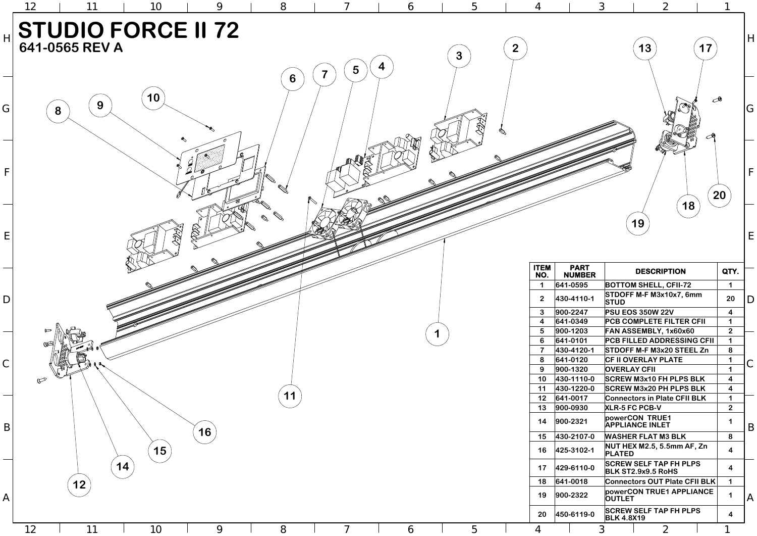# STUDIO FORCE II 72

## 641-0565 REV A

| ITEM NO. | PART NUMBER | DESCRIPTION | QTY. |
|---|---|---|---|
| 1 | 641-0595 | BOTTOM SHELL, CFII-72 | 1 |
| 2 | 430-4110-1 | STDOFF M-F M3x10x7, 6mm STUD | 20 |
| 3 | 900-2247 | PSU EOS 350W 22V | 4 |
| 4 | 641-0349 | PCB COMPLETE FILTER CFII | 1 |
| 5 | 900-1203 | FAN ASSEMBLY, 1x60x60 | 2 |
| 6 | 641-0101 | PCB FILLED ADDRESSING CFII | 1 |
| 7 | 430-4120-1 | STDOFF M-F M3x20 STEEL Zn | 8 |
| 8 | 641-0120 | CF II OVERLAY PLATE | 1 |
| 9 | 900-1320 | OVERLAY CFII | 1 |
| 10 | 430-1110-0 | SCREW M3x10 FH PLPS BLK | 4 |
| 11 | 430-1220-0 | SCREW M3x20 PH PLPS BLK | 4 |
| 12 | 641-0017 | Connectors in Plate CFII BLK | 1 |
| 13 | 900-0930 | XLR-5 FC PCB-V | 2 |
| 14 | 900-2321 | powerCON TRUE1 APPLIANCE INLET | 1 |
| 15 | 430-2107-0 | WASHER FLAT M3 BLK | 8 |
| 16 | 425-3102-1 | NUT HEX M2.5, 5.5mm AF, Zn PLATED | 4 |
| 17 | 429-6110-0 | SCREW SELF TAP FH PLPS BLK ST2.9x9.5 RoHS | 4 |
| 18 | 641-0018 | Connectors OUT Plate CFII BLK | 1 |
| 19 | 900-2322 | powerCON TRUE1 APPLIANCE OUTLET | 1 |
| 20 | 450-6119-0 | SCREW SELF TAP FH PLPS BLK 4.8X19 | 4 |